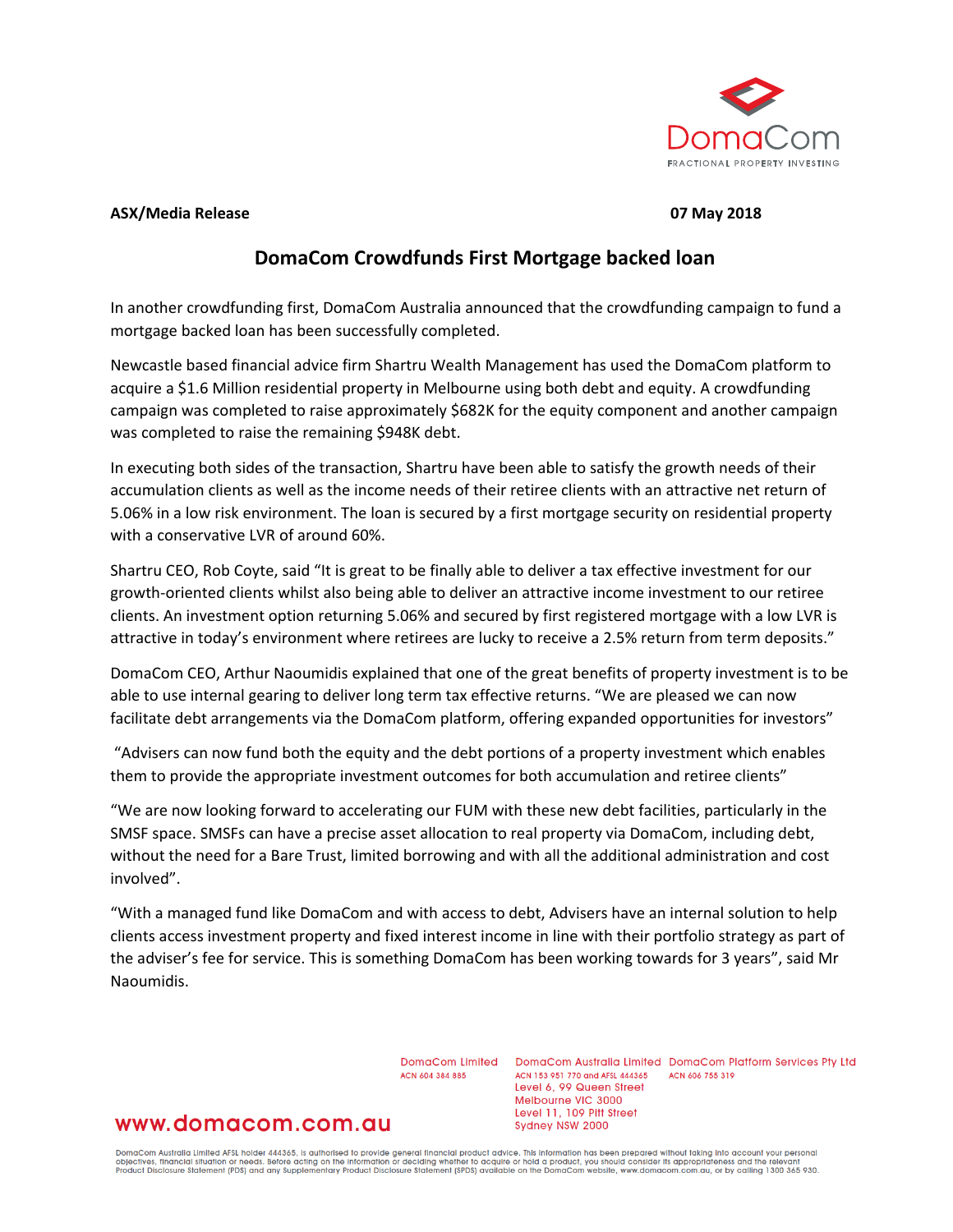DomaCom
FRACTIONAL PROPERTY INVESTING

**ASX/Media Release** **07 May 2018**

# DomaCom Crowdfunds First Mortgage backed loan

In another crowdfunding first, DomaCom Australia announced that the crowdfunding campaign to fund a mortgage backed loan has been successfully completed.

Newcastle based financial advice firm Shartru Wealth Management has used the DomaCom platform to acquire a $1.6 Million residential property in Melbourne using both debt and equity. A crowdfunding campaign was completed to raise approximately $682K for the equity component and another campaign was completed to raise the remaining $948K debt.

In executing both sides of the transaction, Shartru have been able to satisfy the growth needs of their accumulation clients as well as the income needs of their retiree clients with an attractive net return of 5.06% in a low risk environment. The loan is secured by a first mortgage security on residential property with a conservative LVR of around 60%.

Shartru CEO, Rob Coyte, said "It is great to be finally able to deliver a tax effective investment for our growth-oriented clients whilst also being able to deliver an attractive income investment to our retiree clients. An investment option returning 5.06% and secured by first registered mortgage with a low LVR is attractive in today's environment where retirees are lucky to receive a 2.5% return from term deposits."

DomaCom CEO, Arthur Naoumidis explained that one of the great benefits of property investment is to be able to use internal gearing to deliver long term tax effective returns. "We are pleased we can now facilitate debt arrangements via the DomaCom platform, offering expanded opportunities for investors"

"Advisers can now fund both the equity and the debt portions of a property investment which enables them to provide the appropriate investment outcomes for both accumulation and retiree clients"

"We are now looking forward to accelerating our FUM with these new debt facilities, particularly in the SMSF space. SMSFs can have a precise asset allocation to real property via DomaCom, including debt, without the need for a Bare Trust, limited borrowing and with all the additional administration and cost involved".

"With a managed fund like DomaCom and with access to debt, Advisers have an internal solution to help clients access investment property and fixed interest income in line with their portfolio strategy as part of the adviser's fee for service. This is something DomaCom has been working towards for 3 years", said Mr Naoumidis.

www.domacom.com.au

DomaCom Limited
ACN 604 384 885

DomaCom Australia Limited
ACN 153 951 770 and AFSL 444365
Level 6, 99 Queen Street
Melbourne VIC 3000
Level 11, 109 Pitt Street
Sydney NSW 2000

DomaCom Platform Services Pty Ltd
ACN 606 755 319

DomaCom Australia Limited AFSL holder 444365, is authorised to provide general financial product advice. This information has been prepared without taking into account your personal objectives, financial situation or needs. Before acting on the information or deciding whether to acquire or hold a product, you should consider its appropriateness and the relevant Product Disclosure Statement (PDS) and any Supplementary Product Disclosure Statement (SPDS) available on the DomaCom website, www.domacom.com.au, or by calling 1300 365 930.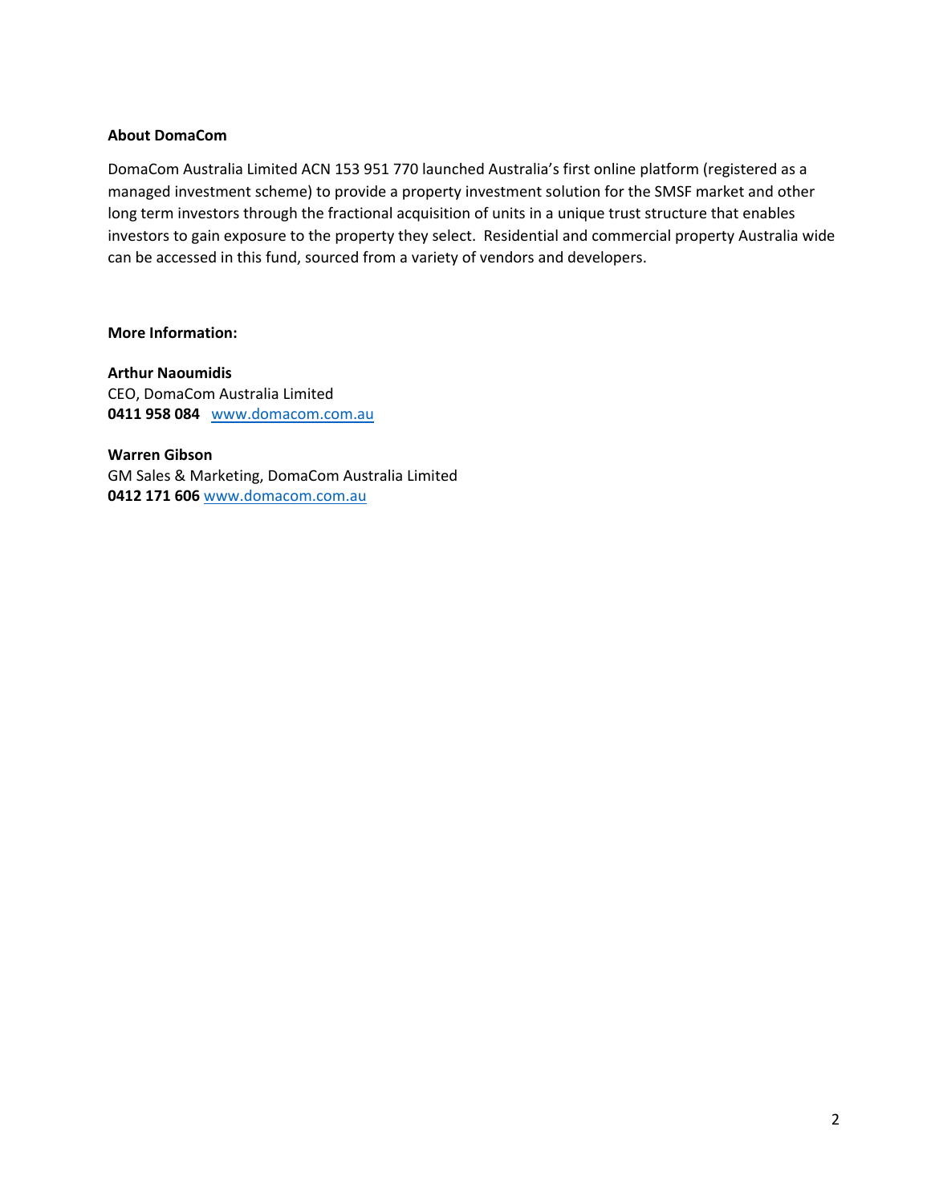**About DomaCom**

DomaCom Australia Limited ACN 153 951 770 launched Australia's first online platform (registered as a managed investment scheme) to provide a property investment solution for the SMSF market and other long term investors through the fractional acquisition of units in a unique trust structure that enables investors to gain exposure to the property they select. Residential and commercial property Australia wide can be accessed in this fund, sourced from a variety of vendors and developers.

**More Information:**

**Arthur Naoumidis**
CEO, DomaCom Australia Limited
**0411 958 084** www.domacom.com.au

**Warren Gibson**
GM Sales & Marketing, DomaCom Australia Limited
**0412 171 606** www.domacom.com.au